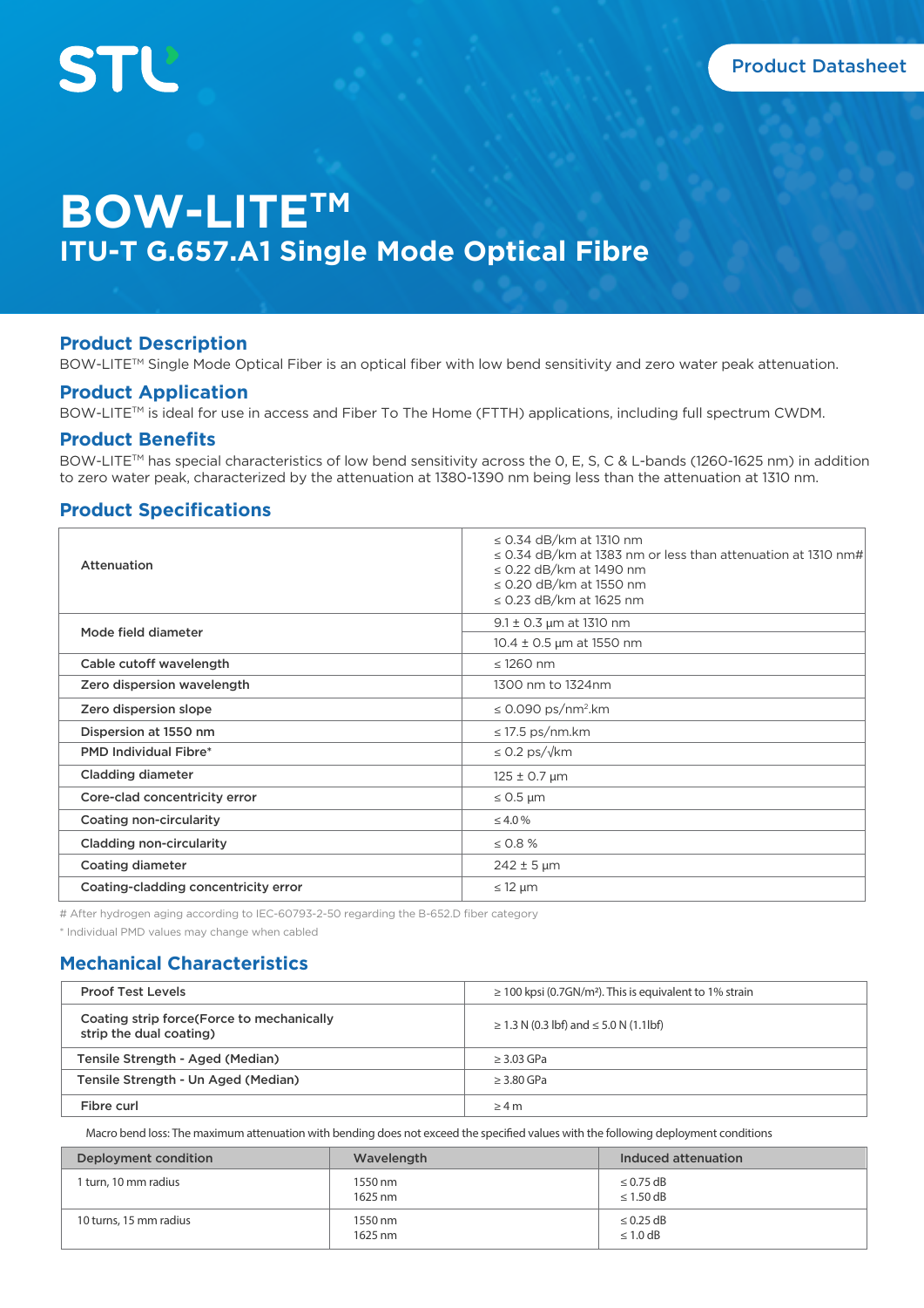STL

Product Datasheet

# BOW-LITE™

## ITU-T G.657.A1 Single Mode Optical Fibre

## Product Description

BOW-LITE™ Single Mode Optical Fiber is an optical fiber with low bend sensitivity and zero water peak attenuation.

## Product Application

BOW-LITE™ is ideal for use in access and Fiber To The Home (FTTH) applications, including full spectrum CWDM.

## Product Benefits

BOW-LITE™ has special characteristics of low bend sensitivity across the O, E, S, C & L-bands (1260-1625 nm) in addition to zero water peak, characterized by the attenuation at 1380-1390 nm being less than the attenuation at 1310 nm.

## Product Specifications

| Parameter | Value |
|---|---|
| Attenuation | ≤ 0.34 dB/km at 1310 nm<br>≤ 0.34 dB/km at 1383 nm or less than attenuation at 1310 nm#<br>≤ 0.22 dB/km at 1490 nm<br>≤ 0.20 dB/km at 1550 nm<br>≤ 0.23 dB/km at 1625 nm |
| Mode field diameter | 9.1 ± 0.3 µm at 1310 nm |
| | 10.4 ± 0.5 µm at 1550 nm |
| Cable cutoff wavelength | ≤ 1260 nm |
| Zero dispersion wavelength | 1300 nm to 1324nm |
| Zero dispersion slope | ≤ 0.090 ps/nm².km |
| Dispersion at 1550 nm | ≤ 17.5 ps/nm.km |
| PMD Individual Fibre* | ≤ 0.2 ps/√km |
| Cladding diameter | 125 ± 0.7 µm |
| Core-clad concentricity error | ≤ 0.5 µm |
| Coating non-circularity | ≤ 4.0 % |
| Cladding non-circularity | ≤ 0.8 % |
| Coating diameter | 242 ± 5 µm |
| Coating-cladding concentricity error | ≤ 12 µm |

# After hydrogen aging according to IEC-60793-2-50 regarding the B-652.D fiber category

* Individual PMD values may change when cabled

## Mechanical Characteristics

| Parameter | Value |
|---|---|
| Proof Test Levels | ≥ 100 kpsi (0.7GN/m²). This is equivalent to 1% strain |
| Coating strip force(Force to mechanically strip the dual coating) | ≥ 1.3 N (0.3 lbf) and ≤ 5.0 N (1.1lbf) |
| Tensile Strength - Aged (Median) | ≥ 3.03 GPa |
| Tensile Strength - Un Aged (Median) | ≥ 3.80 GPa |
| Fibre curl | ≥ 4 m |

Macro bend loss: The maximum attenuation with bending does not exceed the specified values with the following deployment conditions

| Deployment condition | Wavelength | Induced attenuation |
|---|---|---|
| 1 turn, 10 mm radius | 1550 nm<br>1625 nm | ≤ 0.75 dB<br>≤ 1.50 dB |
| 10 turns, 15 mm radius | 1550 nm<br>1625 nm | ≤ 0.25 dB<br>≤ 1.0 dB |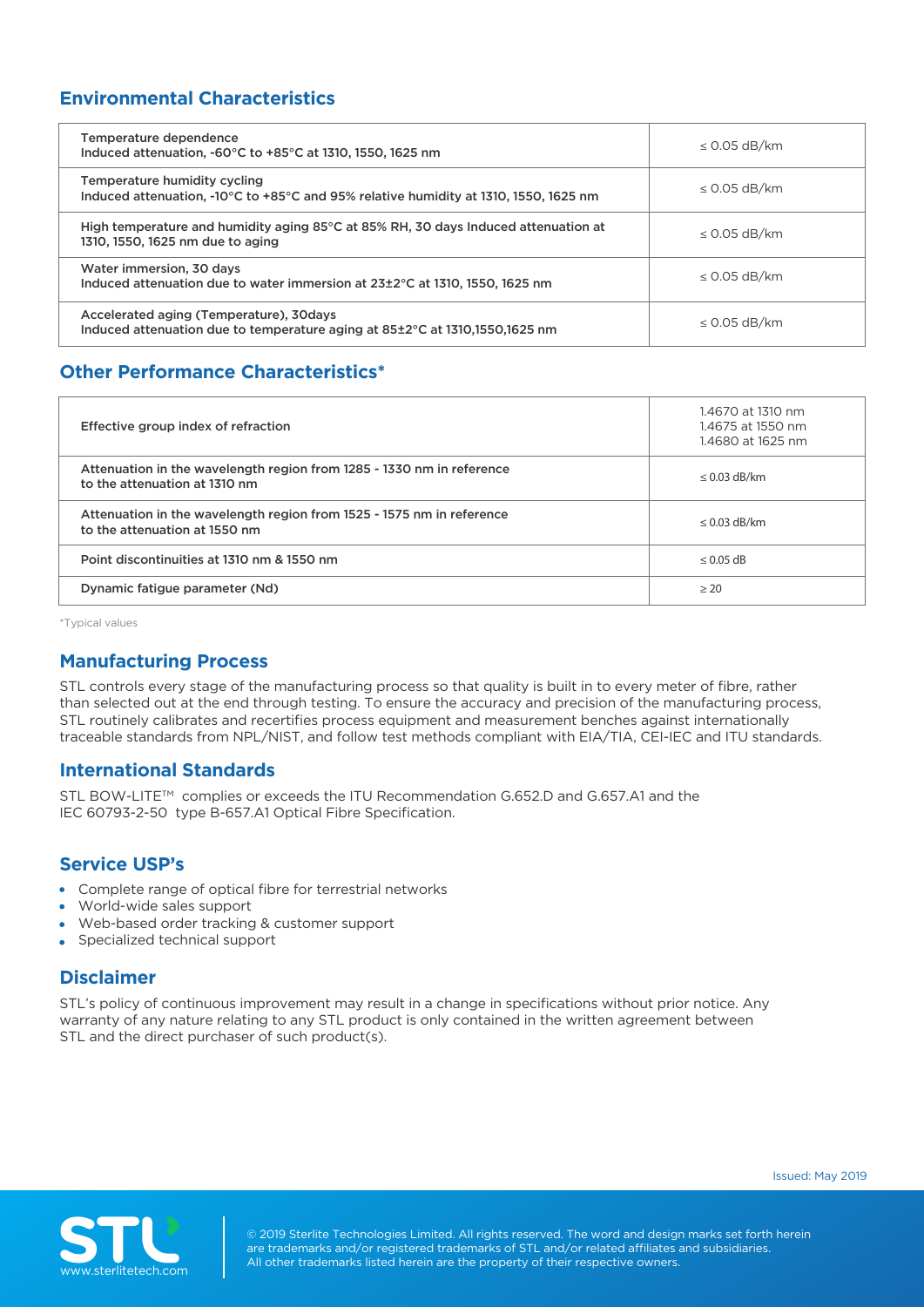## Environmental Characteristics

| | |
|---|---|
| Temperature dependence<br>Induced attenuation, -60°C to +85°C at 1310, 1550, 1625 nm | ≤ 0.05 dB/km |
| Temperature humidity cycling<br>Induced attenuation, -10°C to +85°C and 95% relative humidity at 1310, 1550, 1625 nm | ≤ 0.05 dB/km |
| High temperature and humidity aging 85°C at 85% RH, 30 days Induced attenuation at 1310, 1550, 1625 nm due to aging | ≤ 0.05 dB/km |
| Water immersion, 30 days<br>Induced attenuation due to water immersion at 23±2°C at 1310, 1550, 1625 nm | ≤ 0.05 dB/km |
| Accelerated aging (Temperature), 30days<br>Induced attenuation due to temperature aging at 85±2°C at 1310,1550,1625 nm | ≤ 0.05 dB/km |

## Other Performance Characteristics*

| | |
|---|---|
| Effective group index of refraction | 1.4670 at 1310 nm<br>1.4675 at 1550 nm<br>1.4680 at 1625 nm |
| Attenuation in the wavelength region from 1285 - 1330 nm in reference to the attenuation at 1310 nm | ≤ 0.03 dB/km |
| Attenuation in the wavelength region from 1525 - 1575 nm in reference to the attenuation at 1550 nm | ≤ 0.03 dB/km |
| Point discontinuities at 1310 nm & 1550 nm | ≤ 0.05 dB |
| Dynamic fatigue parameter (Nd) | ≥ 20 |

*Typical values

## Manufacturing Process

STL controls every stage of the manufacturing process so that quality is built in to every meter of fibre, rather than selected out at the end through testing. To ensure the accuracy and precision of the manufacturing process, STL routinely calibrates and recertifies process equipment and measurement benches against internationally traceable standards from NPL/NIST, and follow test methods compliant with EIA/TIA, CEI-IEC and ITU standards.

## International Standards

STL BOW-LITE™ complies or exceeds the ITU Recommendation G.652.D and G.657.A1 and the IEC 60793-2-50 type B-657.A1 Optical Fibre Specification.

## Service USP's

- Complete range of optical fibre for terrestrial networks
- World-wide sales support
- Web-based order tracking & customer support
- Specialized technical support

## Disclaimer

STL's policy of continuous improvement may result in a change in specifications without prior notice. Any warranty of any nature relating to any STL product is only contained in the written agreement between STL and the direct purchaser of such product(s).

Issued: May 2019

STL
www.sterlitetech.com

© 2019 Sterlite Technologies Limited. All rights reserved. The word and design marks set forth herein are trademarks and/or registered trademarks of STL and/or related affiliates and subsidiaries. All other trademarks listed herein are the property of their respective owners.